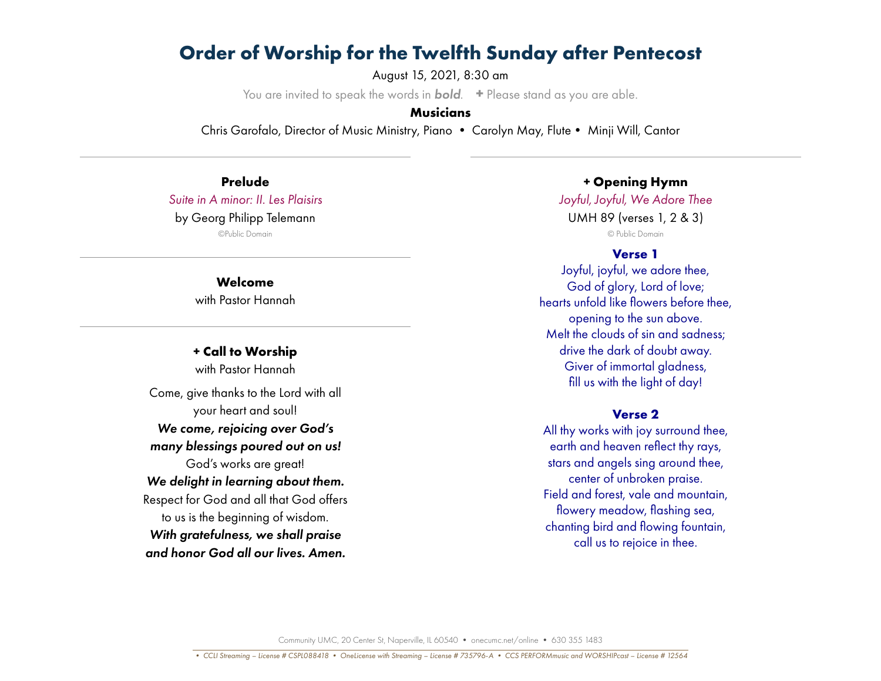# Order of Worship for the Twelfth Sunday after Pentecost

August 15, 2021, 8:30 am

You are invited to speak the words in ***bold***. + Please stand as you are able.

**Musicians**

Chris Garofalo, Director of Music Ministry, Piano • Carolyn May, Flute • Minji Will, Cantor

---

### Prelude

*Suite in A minor: II. Les Plaisirs*

by Georg Philipp Telemann

©Public Domain

---

### Welcome

with Pastor Hannah

---

### + Call to Worship

with Pastor Hannah

Come, give thanks to the Lord with all your heart and soul!

***We come, rejoicing over God's many blessings poured out on us!***

God's works are great!

***We delight in learning about them.***

Respect for God and all that God offers to us is the beginning of wisdom.

***With gratefulness, we shall praise and honor God all our lives. Amen.***

---

### + Opening Hymn

*Joyful, Joyful, We Adore Thee*

UMH 89 (verses 1, 2 & 3)

© Public Domain

**Verse 1**

Joyful, joyful, we adore thee,
God of glory, Lord of love;
hearts unfold like flowers before thee,
opening to the sun above.
Melt the clouds of sin and sadness;
drive the dark of doubt away.
Giver of immortal gladness,
fill us with the light of day!

**Verse 2**

All thy works with joy surround thee,
earth and heaven reflect thy rays,
stars and angels sing around thee,
center of unbroken praise.
Field and forest, vale and mountain,
flowery meadow, flashing sea,
chanting bird and flowing fountain,
call us to rejoice in thee.

Community UMC, 20 Center St, Naperville, IL 60540 • onecumc.net/online • 630 355 1483

*• CCLI Streaming – License # CSPL088418 • OneLicense with Streaming – License # 735796-A • CCS PERFORMmusic and WORSHIPcast – License # 12564*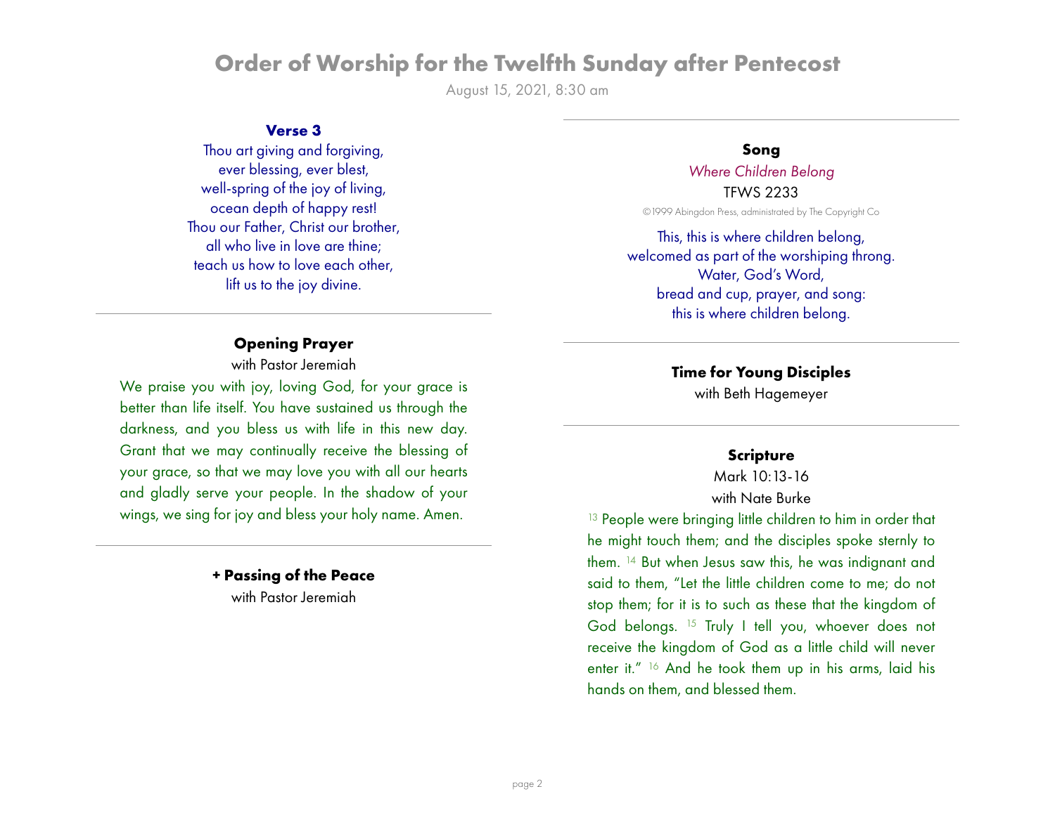# Order of Worship for the Twelfth Sunday after Pentecost

August 15, 2021, 8:30 am

**Verse 3**

Thou art giving and forgiving,
ever blessing, ever blest,
well-spring of the joy of living,
ocean depth of happy rest!
Thou our Father, Christ our brother,
all who live in love are thine;
teach us how to love each other,
lift us to the joy divine.

---

**Opening Prayer**

with Pastor Jeremiah

We praise you with joy, loving God, for your grace is better than life itself. You have sustained us through the darkness, and you bless us with life in this new day. Grant that we may continually receive the blessing of your grace, so that we may love you with all our hearts and gladly serve your people. In the shadow of your wings, we sing for joy and bless your holy name. Amen.

---

**+ Passing of the Peace**

with Pastor Jeremiah

---

**Song**

*Where Children Belong*

TFWS 2233

©1999 Abingdon Press, administrated by The Copyright Co

This, this is where children belong,
welcomed as part of the worshiping throng.
Water, God's Word,
bread and cup, prayer, and song:
this is where children belong.

---

**Time for Young Disciples**

with Beth Hagemeyer

---

**Scripture**

Mark 10:13-16

with Nate Burke

[13] People were bringing little children to him in order that he might touch them; and the disciples spoke sternly to them. [14] But when Jesus saw this, he was indignant and said to them, "Let the little children come to me; do not stop them; for it is to such as these that the kingdom of God belongs. [15] Truly I tell you, whoever does not receive the kingdom of God as a little child will never enter it." [16] And he took them up in his arms, laid his hands on them, and blessed them.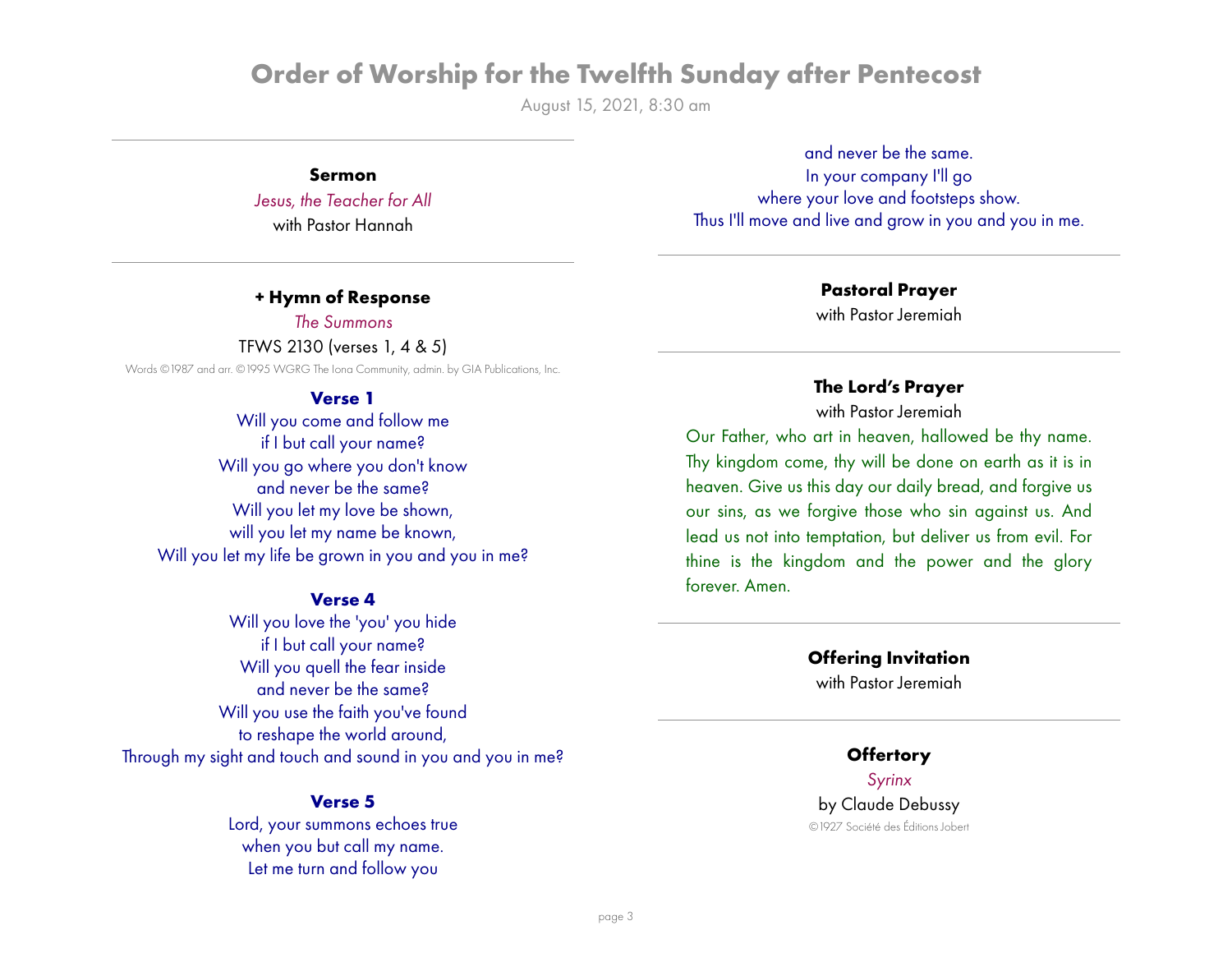# Order of Worship for the Twelfth Sunday after Pentecost

August 15, 2021, 8:30 am

---

**Sermon**

*Jesus, the Teacher for All*

with Pastor Hannah

---

**+ Hymn of Response**

*The Summons*

TFWS 2130 (verses 1, 4 & 5)

Words ©1987 and arr. ©1995 WGRG The Iona Community, admin. by GIA Publications, Inc.

**Verse 1**

Will you come and follow me
if I but call your name?
Will you go where you don't know
and never be the same?
Will you let my love be shown,
will you let my name be known,
Will you let my life be grown in you and you in me?

**Verse 4**

Will you love the 'you' you hide
if I but call your name?
Will you quell the fear inside
and never be the same?
Will you use the faith you've found
to reshape the world around,
Through my sight and touch and sound in you and you in me?

**Verse 5**

Lord, your summons echoes true
when you but call my name.
Let me turn and follow you
and never be the same.
In your company I'll go
where your love and footsteps show.
Thus I'll move and live and grow in you and you in me.

---

**Pastoral Prayer**

with Pastor Jeremiah

---

**The Lord's Prayer**

with Pastor Jeremiah

Our Father, who art in heaven, hallowed be thy name. Thy kingdom come, thy will be done on earth as it is in heaven. Give us this day our daily bread, and forgive us our sins, as we forgive those who sin against us. And lead us not into temptation, but deliver us from evil. For thine is the kingdom and the power and the glory forever. Amen.

---

**Offering Invitation**

with Pastor Jeremiah

---

**Offertory**

*Syrinx*

by Claude Debussy

©1927 Société des Éditions Jobert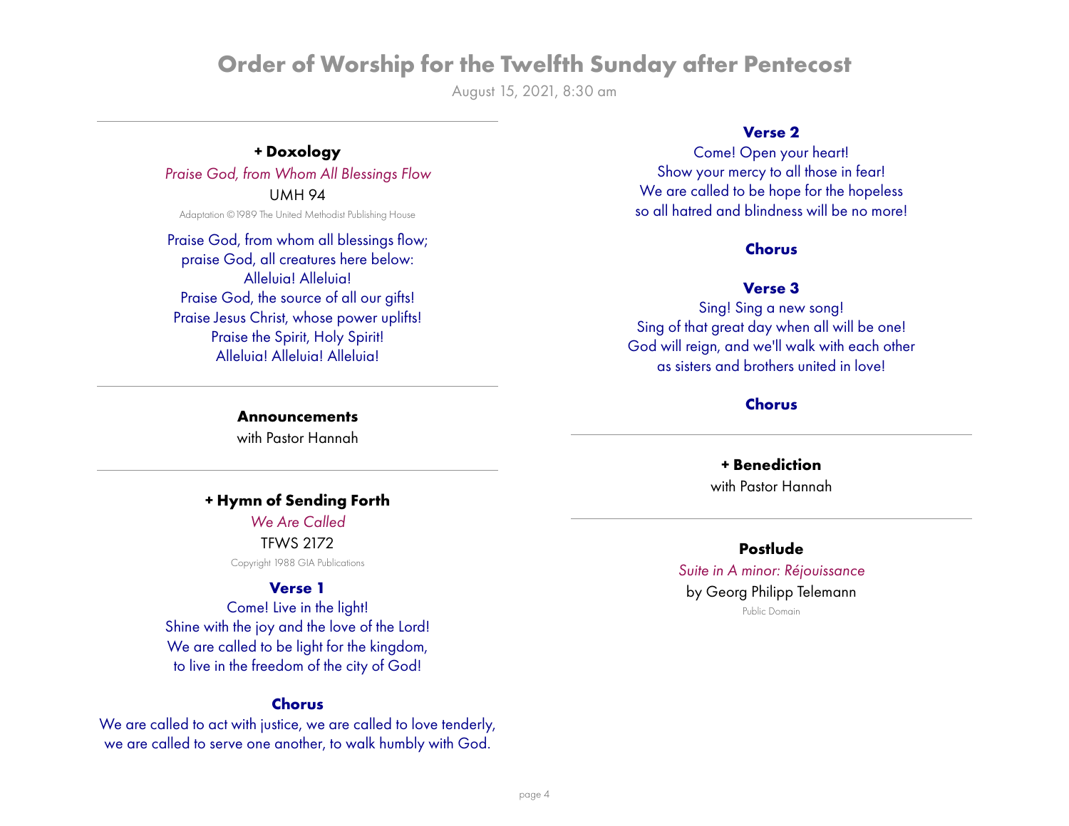# Order of Worship for the Twelfth Sunday after Pentecost

August 15, 2021, 8:30 am

---

### + Doxology

*Praise God, from Whom All Blessings Flow*

UMH 94

Adaptation ©1989 The United Methodist Publishing House

Praise God, from whom all blessings flow;
praise God, all creatures here below:
Alleluia! Alleluia!
Praise God, the source of all our gifts!
Praise Jesus Christ, whose power uplifts!
Praise the Spirit, Holy Spirit!
Alleluia! Alleluia! Alleluia!

---

### Announcements

with Pastor Hannah

---

### + Hymn of Sending Forth

*We Are Called*

TFWS 2172

Copyright 1988 GIA Publications

**Verse 1**

Come! Live in the light!
Shine with the joy and the love of the Lord!
We are called to be light for the kingdom,
to live in the freedom of the city of God!

**Chorus**

We are called to act with justice, we are called to love tenderly,
we are called to serve one another, to walk humbly with God.

**Verse 2**

Come! Open your heart!
Show your mercy to all those in fear!
We are called to be hope for the hopeless
so all hatred and blindness will be no more!

**Chorus**

**Verse 3**

Sing! Sing a new song!
Sing of that great day when all will be one!
God will reign, and we'll walk with each other
as sisters and brothers united in love!

**Chorus**

---

### + Benediction

with Pastor Hannah

---

### Postlude

*Suite in A minor: Réjouissance*

by Georg Philipp Telemann

Public Domain